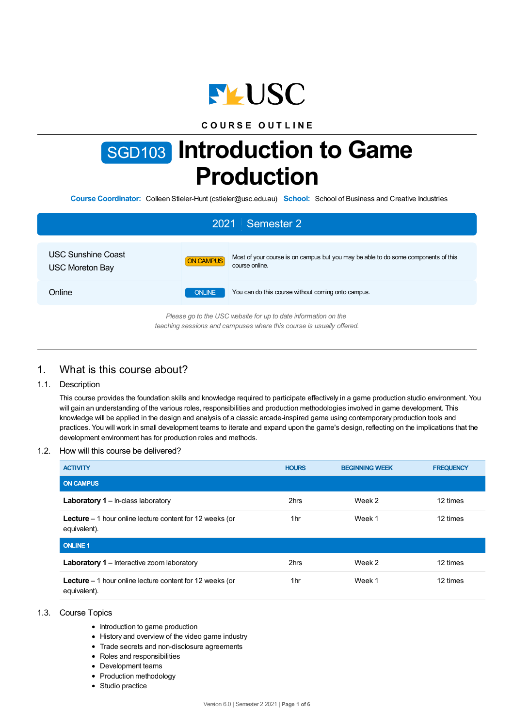USC

COURSE OUTLINE

# SGD103 Introduction to Game Production

**Course Coordinator:** Colleen Stieler-Hunt (cstieler@usc.edu.au) **School:** School of Business and Creative Industries

| 2021 Semester 2 | | |
|---|---|---|
| USC Sunshine Coast<br>USC Moreton Bay | ON CAMPUS | Most of your course is on campus but you may be able to do some components of this course online. |
| Online | ONLINE | You can do this course without coming onto campus. |

*Please go to the USC website for up to date information on the teaching sessions and campuses where this course is usually offered.*

## 1. What is this course about?

### 1.1. Description

This course provides the foundation skills and knowledge required to participate effectively in a game production studio environment. You will gain an understanding of the various roles, responsibilities and production methodologies involved in game development. This knowledge will be applied in the design and analysis of a classic arcade-inspired game using contemporary production tools and practices. You will work in small development teams to iterate and expand upon the game's design, reflecting on the implications that the development environment has for production roles and methods.

### 1.2. How will this course be delivered?

| ACTIVITY | HOURS | BEGINNING WEEK | FREQUENCY |
|---|---|---|---|
| **ON CAMPUS** | | | |
| **Laboratory 1** – In-class laboratory | 2hrs | Week 2 | 12 times |
| **Lecture** – 1 hour online lecture content for 12 weeks (or equivalent). | 1hr | Week 1 | 12 times |
| **ONLINE 1** | | | |
| **Laboratory 1** – Interactive zoom laboratory | 2hrs | Week 2 | 12 times |
| **Lecture** – 1 hour online lecture content for 12 weeks (or equivalent). | 1hr | Week 1 | 12 times |

### 1.3. Course Topics

- Introduction to game production
- History and overview of the video game industry
- Trade secrets and non-disclosure agreements
- Roles and responsibilities
- Development teams
- Production methodology
- Studio practice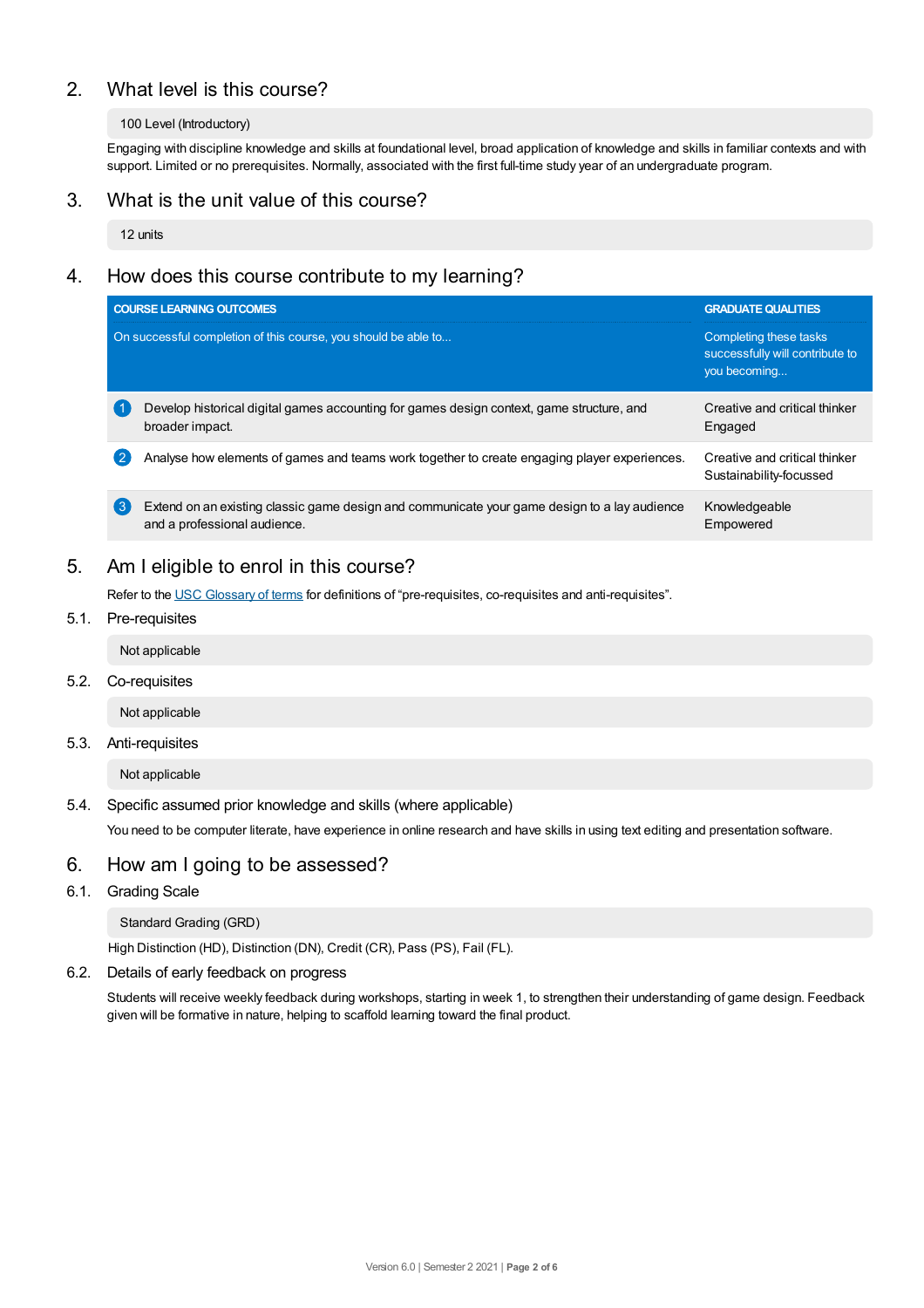## 2. What level is this course?

100 Level (Introductory)

Engaging with discipline knowledge and skills at foundational level, broad application of knowledge and skills in familiar contexts and with support. Limited or no prerequisites. Normally, associated with the first full-time study year of an undergraduate program.

## 3. What is the unit value of this course?

12 units

## 4. How does this course contribute to my learning?

| COURSE LEARNING OUTCOMES | GRADUATE QUALITIES |
|---|---|
| On successful completion of this course, you should be able to... | Completing these tasks successfully will contribute to you becoming... |
| 1 Develop historical digital games accounting for games design context, game structure, and broader impact. | Creative and critical thinker<br>Engaged |
| 2 Analyse how elements of games and teams work together to create engaging player experiences. | Creative and critical thinker<br>Sustainability-focussed |
| 3 Extend on an existing classic game design and communicate your game design to a lay audience and a professional audience. | Knowledgeable<br>Empowered |

## 5. Am I eligible to enrol in this course?

Refer to the USC Glossary of terms for definitions of "pre-requisites, co-requisites and anti-requisites".

### 5.1. Pre-requisites

Not applicable

### 5.2. Co-requisites

Not applicable

### 5.3. Anti-requisites

Not applicable

### 5.4. Specific assumed prior knowledge and skills (where applicable)

You need to be computer literate, have experience in online research and have skills in using text editing and presentation software.

## 6. How am I going to be assessed?

### 6.1. Grading Scale

Standard Grading (GRD)

High Distinction (HD), Distinction (DN), Credit (CR), Pass (PS), Fail (FL).

### 6.2. Details of early feedback on progress

Students will receive weekly feedback during workshops, starting in week 1, to strengthen their understanding of game design. Feedback given will be formative in nature, helping to scaffold learning toward the final product.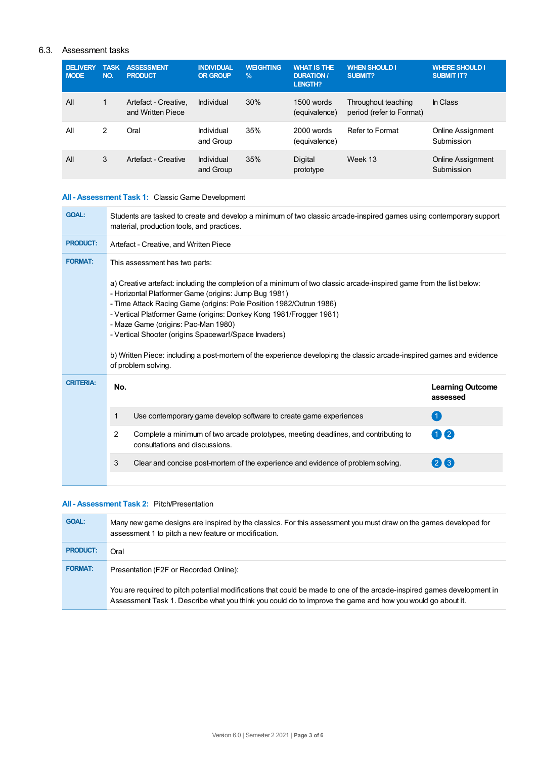### 6.3. Assessment tasks

| DELIVERY MODE | TASK NO. | ASSESSMENT PRODUCT | INDIVIDUAL OR GROUP | WEIGHTING % | WHAT IS THE DURATION / LENGTH? | WHEN SHOULD I SUBMIT? | WHERE SHOULD I SUBMIT IT? |
|---|---|---|---|---|---|---|---|
| All | 1 | Artefact - Creative, and Written Piece | Individual | 30% | 1500 words (equivalence) | Throughout teaching period (refer to Format) | In Class |
| All | 2 | Oral | Individual and Group | 35% | 2000 words (equivalence) | Refer to Format | Online Assignment Submission |
| All | 3 | Artefact - Creative | Individual and Group | 35% | Digital prototype | Week 13 | Online Assignment Submission |

**All - Assessment Task 1:** Classic Game Development

**GOAL:** Students are tasked to create and develop a minimum of two classic arcade-inspired games using contemporary support material, production tools, and practices.

**PRODUCT:** Artefact - Creative, and Written Piece

**FORMAT:** This assessment has two parts:

a) Creative artefact: including the completion of a minimum of two classic arcade-inspired game from the list below:
- Horizontal Platformer Game (origins: Jump Bug 1981)
- Time Attack Racing Game (origins: Pole Position 1982/Outrun 1986)
- Vertical Platformer Game (origins: Donkey Kong 1981/Frogger 1981)
- Maze Game (origins: Pac-Man 1980)
- Vertical Shooter (origins Spacewar!/Space Invaders)

b) Written Piece: including a post-mortem of the experience developing the classic arcade-inspired games and evidence of problem solving.

**CRITERIA:**

| No. | | Learning Outcome assessed |
|---|---|---|
| 1 | Use contemporary game develop software to create game experiences | 1 |
| 2 | Complete a minimum of two arcade prototypes, meeting deadlines, and contributing to consultations and discussions. | 1 2 |
| 3 | Clear and concise post-mortem of the experience and evidence of problem solving. | 2 3 |

**All - Assessment Task 2:** Pitch/Presentation

**GOAL:** Many new game designs are inspired by the classics. For this assessment you must draw on the games developed for assessment 1 to pitch a new feature or modification.

**PRODUCT:** Oral

**FORMAT:** Presentation (F2F or Recorded Online):

You are required to pitch potential modifications that could be made to one of the arcade-inspired games development in Assessment Task 1. Describe what you think you could do to improve the game and how you would go about it.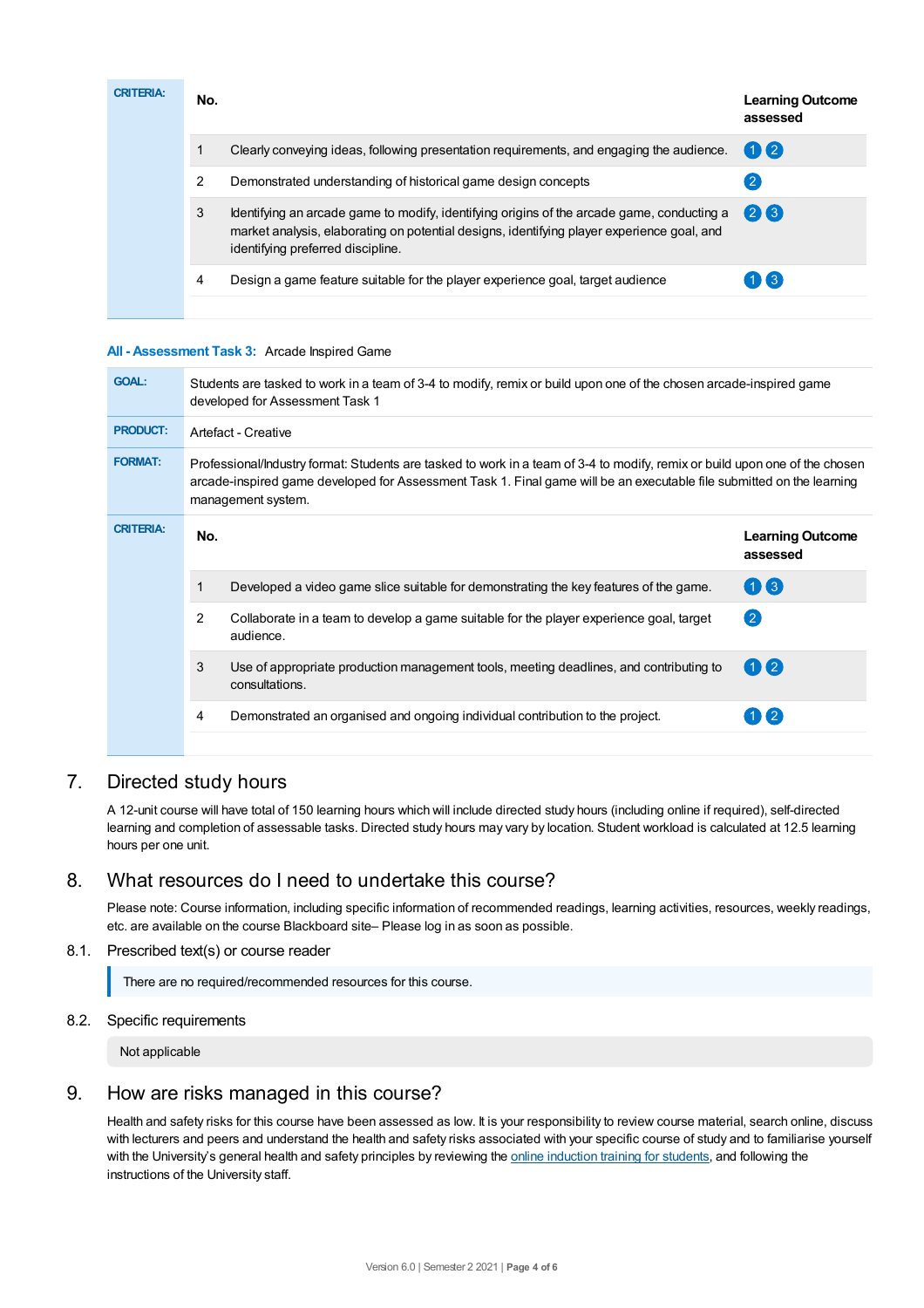**CRITERIA:**

| No. | | Learning Outcome assessed |
|---|---|---|
| 1 | Clearly conveying ideas, following presentation requirements, and engaging the audience. | 1 2 |
| 2 | Demonstrated understanding of historical game design concepts | 2 |
| 3 | Identifying an arcade game to modify, identifying origins of the arcade game, conducting a market analysis, elaborating on potential designs, identifying player experience goal, and identifying preferred discipline. | 2 3 |
| 4 | Design a game feature suitable for the player experience goal, target audience | 1 3 |

**All - Assessment Task 3:** Arcade Inspired Game

**GOAL:** Students are tasked to work in a team of 3-4 to modify, remix or build upon one of the chosen arcade-inspired game developed for Assessment Task 1

**PRODUCT:** Artefact - Creative

**FORMAT:** Professional/Industry format: Students are tasked to work in a team of 3-4 to modify, remix or build upon one of the chosen arcade-inspired game developed for Assessment Task 1. Final game will be an executable file submitted on the learning management system.

**CRITERIA:**

| No. | | Learning Outcome assessed |
|---|---|---|
| 1 | Developed a video game slice suitable for demonstrating the key features of the game. | 1 3 |
| 2 | Collaborate in a team to develop a game suitable for the player experience goal, target audience. | 2 |
| 3 | Use of appropriate production management tools, meeting deadlines, and contributing to consultations. | 1 2 |
| 4 | Demonstrated an organised and ongoing individual contribution to the project. | 1 2 |

## 7. Directed study hours

A 12-unit course will have total of 150 learning hours which will include directed study hours (including online if required), self-directed learning and completion of assessable tasks. Directed study hours may vary by location. Student workload is calculated at 12.5 learning hours per one unit.

## 8. What resources do I need to undertake this course?

Please note: Course information, including specific information of recommended readings, learning activities, resources, weekly readings, etc. are available on the course Blackboard site– Please log in as soon as possible.

### 8.1. Prescribed text(s) or course reader

There are no required/recommended resources for this course.

### 8.2. Specific requirements

Not applicable

## 9. How are risks managed in this course?

Health and safety risks for this course have been assessed as low. It is your responsibility to review course material, search online, discuss with lecturers and peers and understand the health and safety risks associated with your specific course of study and to familiarise yourself with the University's general health and safety principles by reviewing the online induction training for students, and following the instructions of the University staff.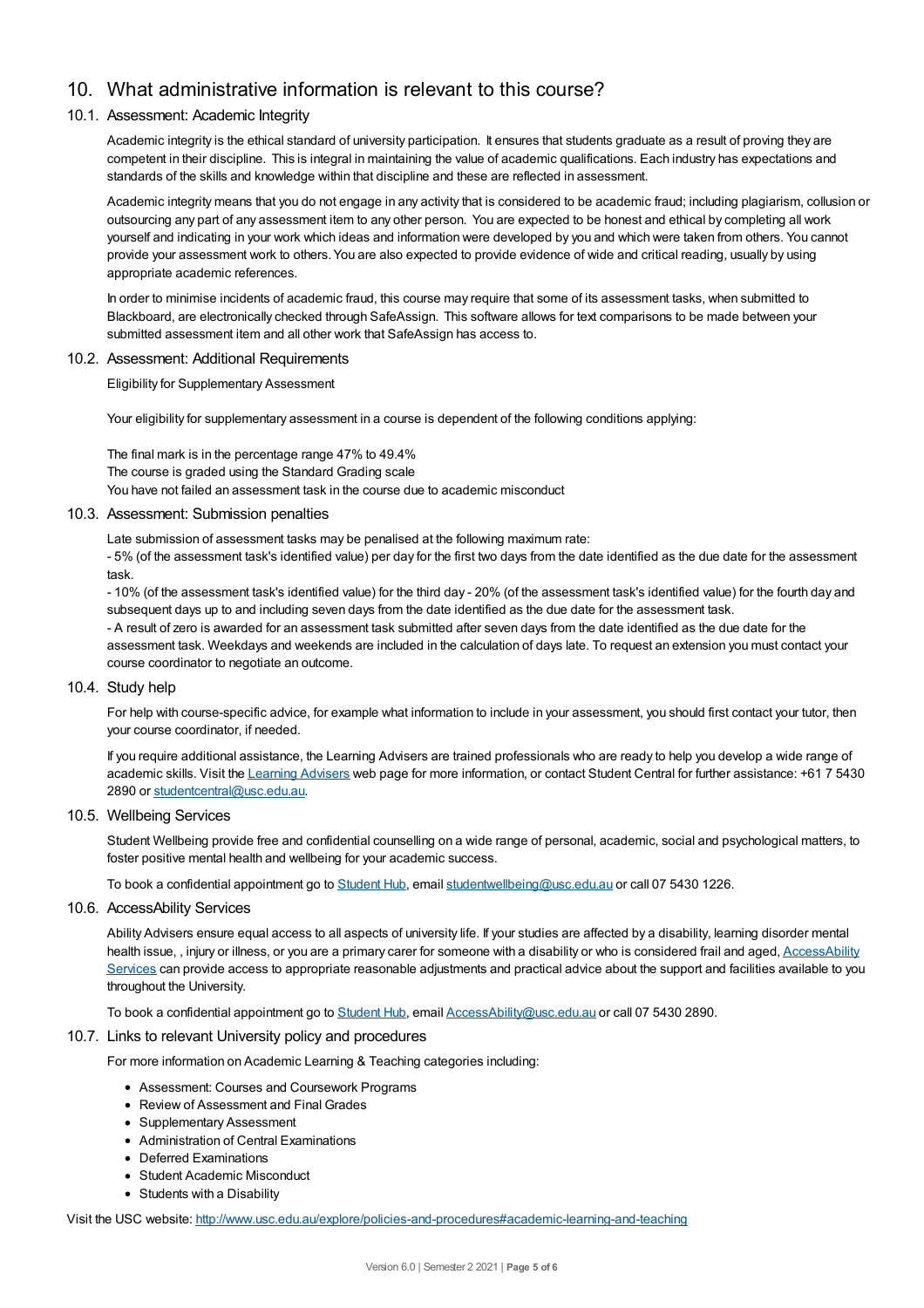# 10. What administrative information is relevant to this course?

## 10.1. Assessment: Academic Integrity

Academic integrity is the ethical standard of university participation. It ensures that students graduate as a result of proving they are competent in their discipline. This is integral in maintaining the value of academic qualifications. Each industry has expectations and standards of the skills and knowledge within that discipline and these are reflected in assessment.

Academic integrity means that you do not engage in any activity that is considered to be academic fraud; including plagiarism, collusion or outsourcing any part of any assessment item to any other person. You are expected to be honest and ethical by completing all work yourself and indicating in your work which ideas and information were developed by you and which were taken from others. You cannot provide your assessment work to others. You are also expected to provide evidence of wide and critical reading, usually by using appropriate academic references.

In order to minimise incidents of academic fraud, this course may require that some of its assessment tasks, when submitted to Blackboard, are electronically checked through SafeAssign. This software allows for text comparisons to be made between your submitted assessment item and all other work that SafeAssign has access to.

## 10.2. Assessment: Additional Requirements

Eligibility for Supplementary Assessment

Your eligibility for supplementary assessment in a course is dependent of the following conditions applying:

The final mark is in the percentage range 47% to 49.4%
The course is graded using the Standard Grading scale
You have not failed an assessment task in the course due to academic misconduct

## 10.3. Assessment: Submission penalties

Late submission of assessment tasks may be penalised at the following maximum rate:
- 5% (of the assessment task's identified value) per day for the first two days from the date identified as the due date for the assessment task.
- 10% (of the assessment task's identified value) for the third day - 20% (of the assessment task's identified value) for the fourth day and subsequent days up to and including seven days from the date identified as the due date for the assessment task.
- A result of zero is awarded for an assessment task submitted after seven days from the date identified as the due date for the assessment task. Weekdays and weekends are included in the calculation of days late. To request an extension you must contact your course coordinator to negotiate an outcome.

## 10.4. Study help

For help with course-specific advice, for example what information to include in your assessment, you should first contact your tutor, then your course coordinator, if needed.

If you require additional assistance, the Learning Advisers are trained professionals who are ready to help you develop a wide range of academic skills. Visit the Learning Advisers web page for more information, or contact Student Central for further assistance: +61 7 5430 2890 or studentcentral@usc.edu.au.

## 10.5. Wellbeing Services

Student Wellbeing provide free and confidential counselling on a wide range of personal, academic, social and psychological matters, to foster positive mental health and wellbeing for your academic success.

To book a confidential appointment go to Student Hub, email studentwellbeing@usc.edu.au or call 07 5430 1226.

## 10.6. AccessAbility Services

Ability Advisers ensure equal access to all aspects of university life. If your studies are affected by a disability, learning disorder mental health issue, , injury or illness, or you are a primary carer for someone with a disability or who is considered frail and aged, AccessAbility Services can provide access to appropriate reasonable adjustments and practical advice about the support and facilities available to you throughout the University.

To book a confidential appointment go to Student Hub, email AccessAbility@usc.edu.au or call 07 5430 2890.

## 10.7. Links to relevant University policy and procedures

For more information on Academic Learning & Teaching categories including:

- Assessment: Courses and Coursework Programs
- Review of Assessment and Final Grades
- Supplementary Assessment
- Administration of Central Examinations
- Deferred Examinations
- Student Academic Misconduct
- Students with a Disability

Visit the USC website: http://www.usc.edu.au/explore/policies-and-procedures#academic-learning-and-teaching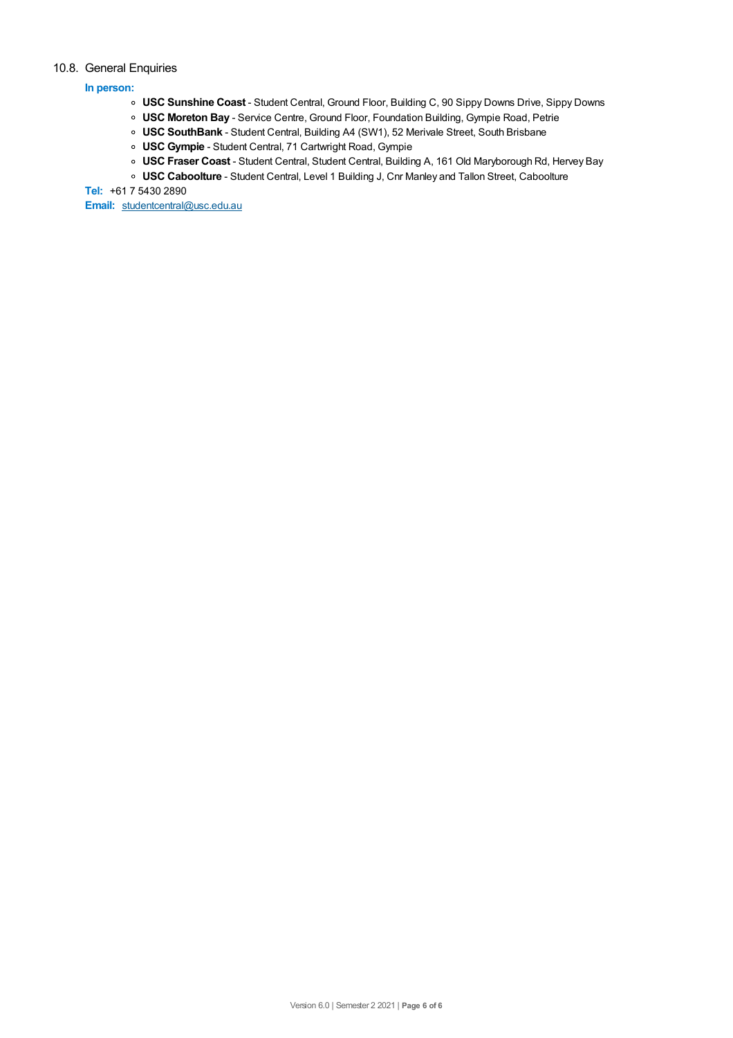### 10.8. General Enquiries

**In person:**

- **USC Sunshine Coast** - Student Central, Ground Floor, Building C, 90 Sippy Downs Drive, Sippy Downs
- **USC Moreton Bay** - Service Centre, Ground Floor, Foundation Building, Gympie Road, Petrie
- **USC SouthBank** - Student Central, Building A4 (SW1), 52 Merivale Street, South Brisbane
- **USC Gympie** - Student Central, 71 Cartwright Road, Gympie
- **USC Fraser Coast** - Student Central, Student Central, Building A, 161 Old Maryborough Rd, Hervey Bay
- **USC Caboolture** - Student Central, Level 1 Building J, Cnr Manley and Tallon Street, Caboolture

**Tel:** +61 7 5430 2890

**Email:** studentcentral@usc.edu.au